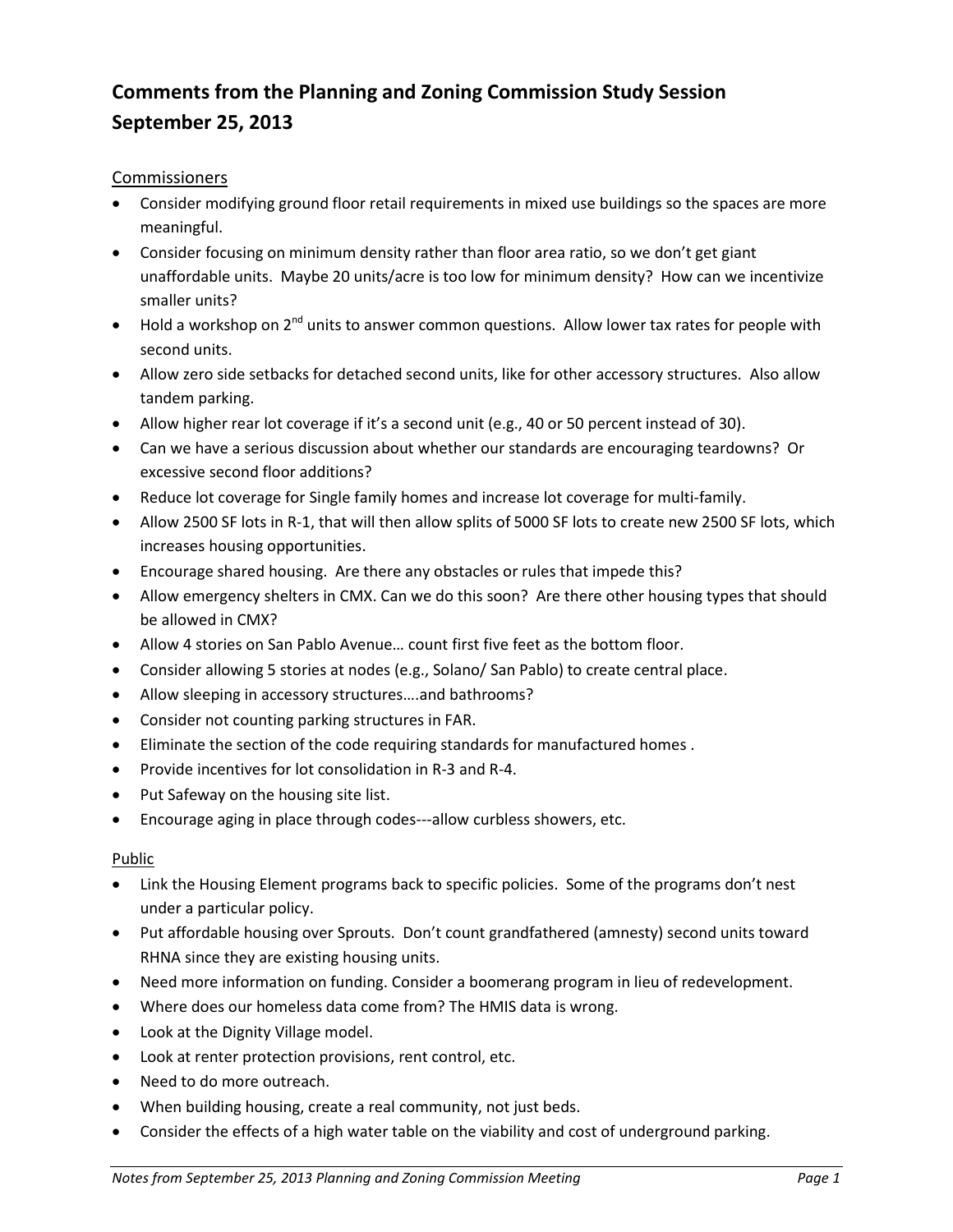# Comments from the Planning and Zoning Commission Study Session September 25, 2013

Commissioners

- Consider modifying ground floor retail requirements in mixed use buildings so the spaces are more meaningful.
- Consider focusing on minimum density rather than floor area ratio, so we don't get giant unaffordable units. Maybe 20 units/acre is too low for minimum density? How can we incentivize smaller units?
- Hold a workshop on 2nd units to answer common questions. Allow lower tax rates for people with second units.
- Allow zero side setbacks for detached second units, like for other accessory structures. Also allow tandem parking.
- Allow higher rear lot coverage if it's a second unit (e.g., 40 or 50 percent instead of 30).
- Can we have a serious discussion about whether our standards are encouraging teardowns? Or excessive second floor additions?
- Reduce lot coverage for Single family homes and increase lot coverage for multi-family.
- Allow 2500 SF lots in R-1, that will then allow splits of 5000 SF lots to create new 2500 SF lots, which increases housing opportunities.
- Encourage shared housing. Are there any obstacles or rules that impede this?
- Allow emergency shelters in CMX. Can we do this soon? Are there other housing types that should be allowed in CMX?
- Allow 4 stories on San Pablo Avenue… count first five feet as the bottom floor.
- Consider allowing 5 stories at nodes (e.g., Solano/ San Pablo) to create central place.
- Allow sleeping in accessory structures….and bathrooms?
- Consider not counting parking structures in FAR.
- Eliminate the section of the code requiring standards for manufactured homes .
- Provide incentives for lot consolidation in R-3 and R-4.
- Put Safeway on the housing site list.
- Encourage aging in place through codes---allow curbless showers, etc.

Public

- Link the Housing Element programs back to specific policies. Some of the programs don't nest under a particular policy.
- Put affordable housing over Sprouts. Don't count grandfathered (amnesty) second units toward RHNA since they are existing housing units.
- Need more information on funding. Consider a boomerang program in lieu of redevelopment.
- Where does our homeless data come from? The HMIS data is wrong.
- Look at the Dignity Village model.
- Look at renter protection provisions, rent control, etc.
- Need to do more outreach.
- When building housing, create a real community, not just beds.
- Consider the effects of a high water table on the viability and cost of underground parking.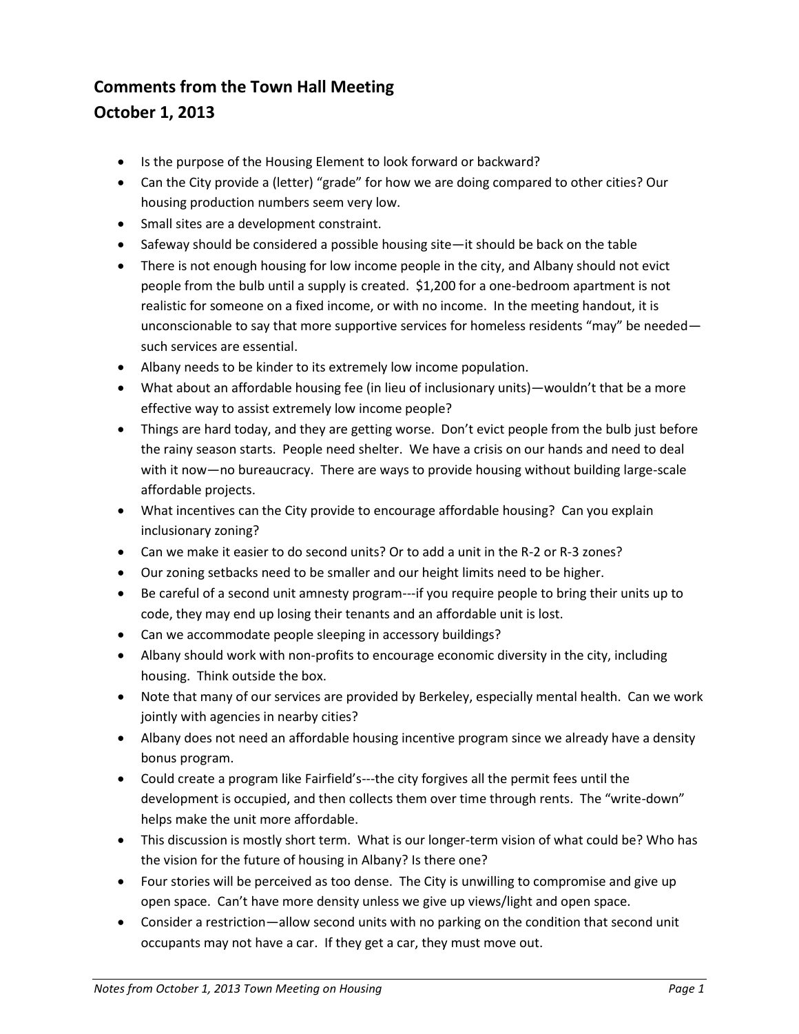## Comments from the Town Hall Meeting
## October 1, 2013

- Is the purpose of the Housing Element to look forward or backward?
- Can the City provide a (letter) "grade" for how we are doing compared to other cities? Our housing production numbers seem very low.
- Small sites are a development constraint.
- Safeway should be considered a possible housing site—it should be back on the table
- There is not enough housing for low income people in the city, and Albany should not evict people from the bulb until a supply is created. $1,200 for a one-bedroom apartment is not realistic for someone on a fixed income, or with no income. In the meeting handout, it is unconscionable to say that more supportive services for homeless residents "may" be needed—such services are essential.
- Albany needs to be kinder to its extremely low income population.
- What about an affordable housing fee (in lieu of inclusionary units)—wouldn't that be a more effective way to assist extremely low income people?
- Things are hard today, and they are getting worse. Don't evict people from the bulb just before the rainy season starts. People need shelter. We have a crisis on our hands and need to deal with it now—no bureaucracy. There are ways to provide housing without building large-scale affordable projects.
- What incentives can the City provide to encourage affordable housing? Can you explain inclusionary zoning?
- Can we make it easier to do second units? Or to add a unit in the R-2 or R-3 zones?
- Our zoning setbacks need to be smaller and our height limits need to be higher.
- Be careful of a second unit amnesty program---if you require people to bring their units up to code, they may end up losing their tenants and an affordable unit is lost.
- Can we accommodate people sleeping in accessory buildings?
- Albany should work with non-profits to encourage economic diversity in the city, including housing. Think outside the box.
- Note that many of our services are provided by Berkeley, especially mental health. Can we work jointly with agencies in nearby cities?
- Albany does not need an affordable housing incentive program since we already have a density bonus program.
- Could create a program like Fairfield's---the city forgives all the permit fees until the development is occupied, and then collects them over time through rents. The "write-down" helps make the unit more affordable.
- This discussion is mostly short term. What is our longer-term vision of what could be? Who has the vision for the future of housing in Albany? Is there one?
- Four stories will be perceived as too dense. The City is unwilling to compromise and give up open space. Can't have more density unless we give up views/light and open space.
- Consider a restriction—allow second units with no parking on the condition that second unit occupants may not have a car. If they get a car, they must move out.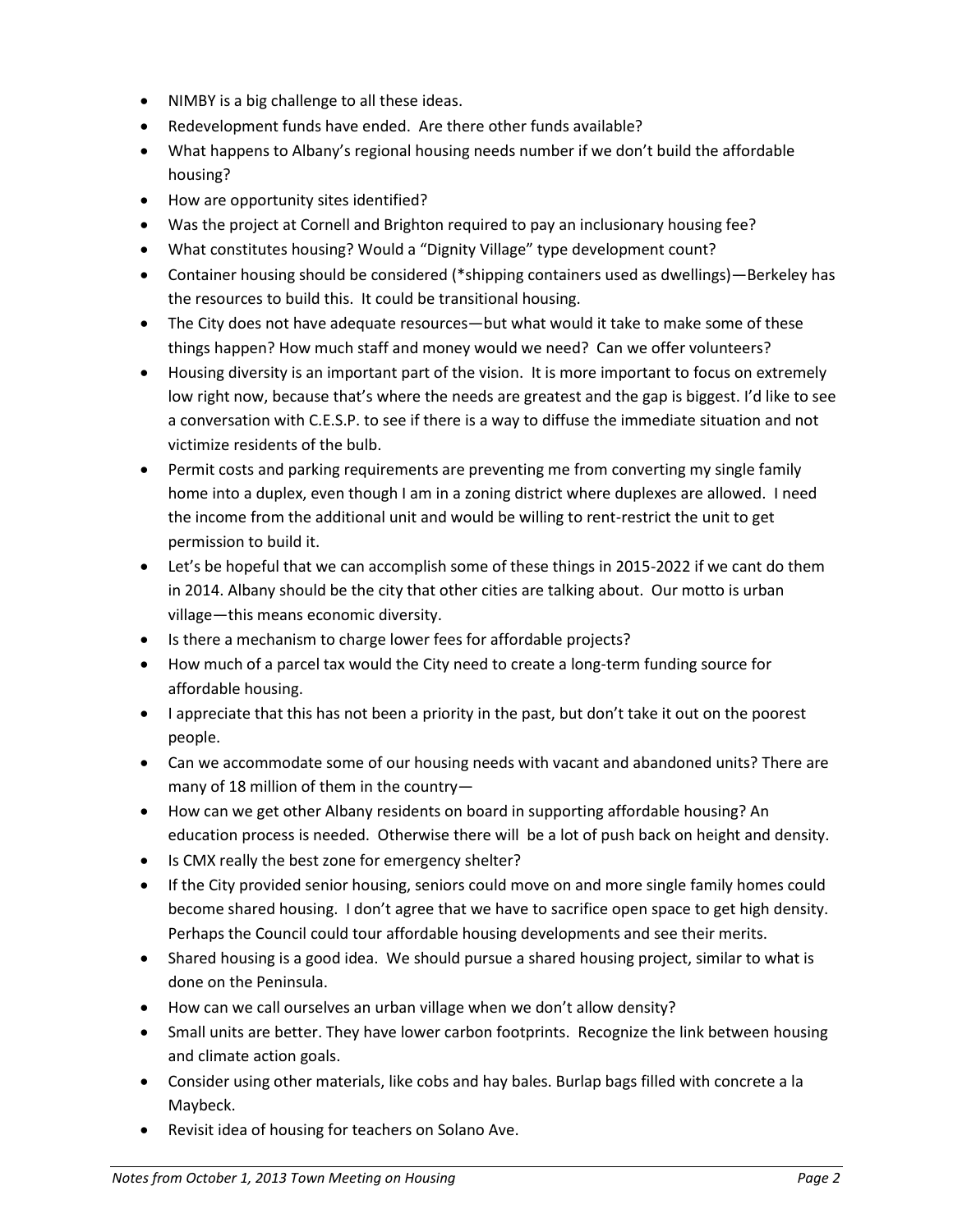- NIMBY is a big challenge to all these ideas.
- Redevelopment funds have ended. Are there other funds available?
- What happens to Albany's regional housing needs number if we don't build the affordable housing?
- How are opportunity sites identified?
- Was the project at Cornell and Brighton required to pay an inclusionary housing fee?
- What constitutes housing? Would a "Dignity Village" type development count?
- Container housing should be considered (*shipping containers used as dwellings)—Berkeley has the resources to build this. It could be transitional housing.
- The City does not have adequate resources—but what would it take to make some of these things happen? How much staff and money would we need? Can we offer volunteers?
- Housing diversity is an important part of the vision. It is more important to focus on extremely low right now, because that's where the needs are greatest and the gap is biggest. I'd like to see a conversation with C.E.S.P. to see if there is a way to diffuse the immediate situation and not victimize residents of the bulb.
- Permit costs and parking requirements are preventing me from converting my single family home into a duplex, even though I am in a zoning district where duplexes are allowed. I need the income from the additional unit and would be willing to rent-restrict the unit to get permission to build it.
- Let's be hopeful that we can accomplish some of these things in 2015-2022 if we cant do them in 2014. Albany should be the city that other cities are talking about. Our motto is urban village—this means economic diversity.
- Is there a mechanism to charge lower fees for affordable projects?
- How much of a parcel tax would the City need to create a long-term funding source for affordable housing.
- I appreciate that this has not been a priority in the past, but don't take it out on the poorest people.
- Can we accommodate some of our housing needs with vacant and abandoned units? There are many of 18 million of them in the country—
- How can we get other Albany residents on board in supporting affordable housing? An education process is needed. Otherwise there will be a lot of push back on height and density.
- Is CMX really the best zone for emergency shelter?
- If the City provided senior housing, seniors could move on and more single family homes could become shared housing. I don't agree that we have to sacrifice open space to get high density. Perhaps the Council could tour affordable housing developments and see their merits.
- Shared housing is a good idea. We should pursue a shared housing project, similar to what is done on the Peninsula.
- How can we call ourselves an urban village when we don't allow density?
- Small units are better. They have lower carbon footprints. Recognize the link between housing and climate action goals.
- Consider using other materials, like cobs and hay bales. Burlap bags filled with concrete a la Maybeck.
- Revisit idea of housing for teachers on Solano Ave.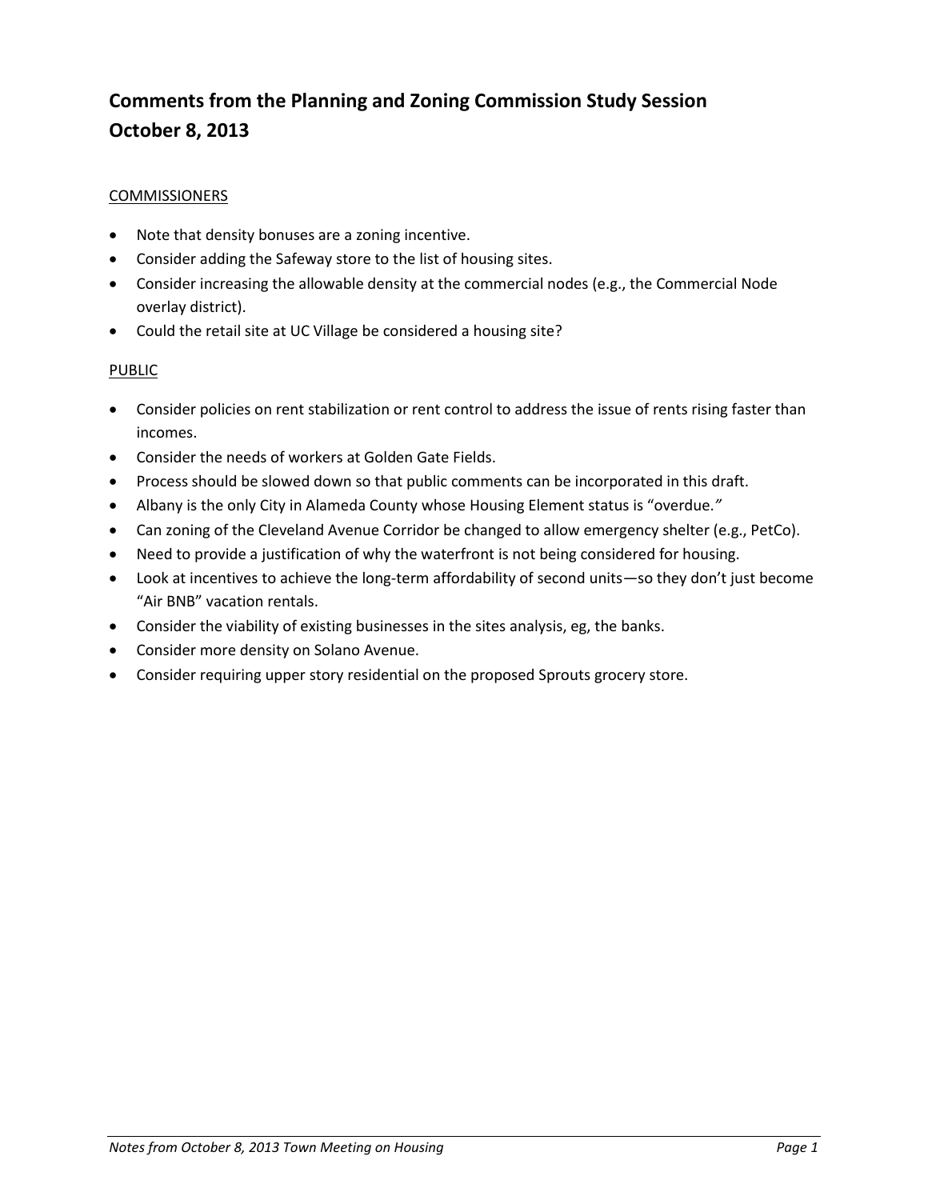# Comments from the Planning and Zoning Commission Study Session October 8, 2013

## COMMISSIONERS

- Note that density bonuses are a zoning incentive.
- Consider adding the Safeway store to the list of housing sites.
- Consider increasing the allowable density at the commercial nodes (e.g., the Commercial Node overlay district).
- Could the retail site at UC Village be considered a housing site?

## PUBLIC

- Consider policies on rent stabilization or rent control to address the issue of rents rising faster than incomes.
- Consider the needs of workers at Golden Gate Fields.
- Process should be slowed down so that public comments can be incorporated in this draft.
- Albany is the only City in Alameda County whose Housing Element status is "overdue."
- Can zoning of the Cleveland Avenue Corridor be changed to allow emergency shelter (e.g., PetCo).
- Need to provide a justification of why the waterfront is not being considered for housing.
- Look at incentives to achieve the long-term affordability of second units—so they don't just become "Air BNB" vacation rentals.
- Consider the viability of existing businesses in the sites analysis, eg, the banks.
- Consider more density on Solano Avenue.
- Consider requiring upper story residential on the proposed Sprouts grocery store.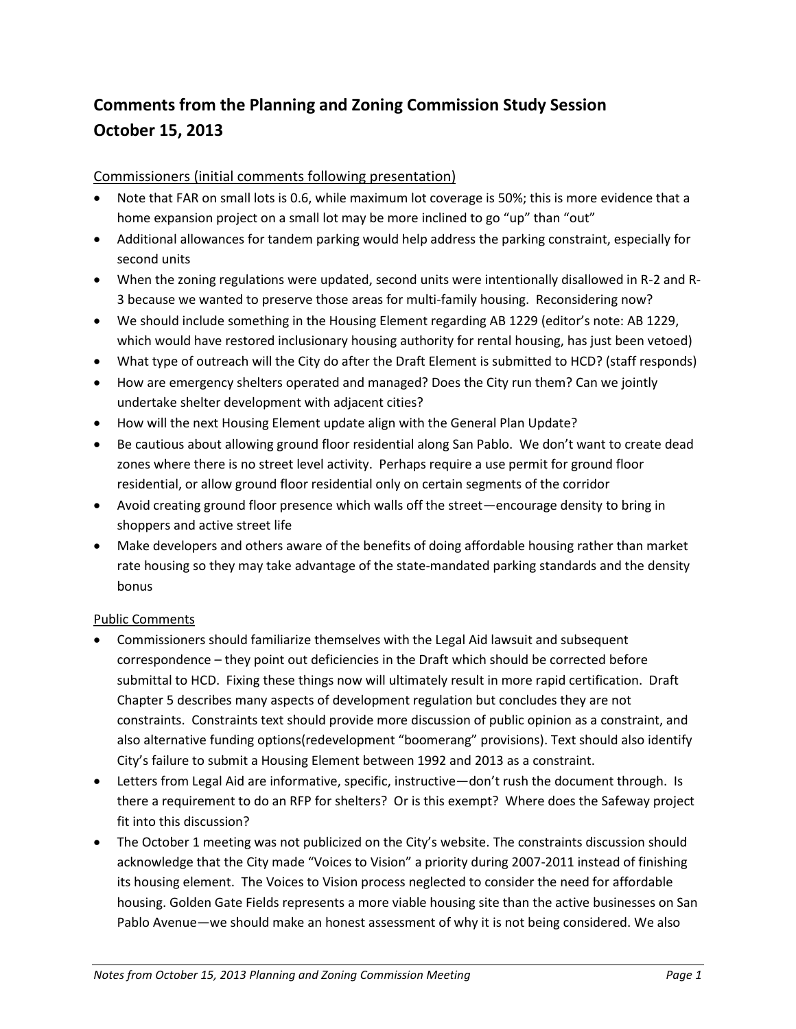# Comments from the Planning and Zoning Commission Study Session October 15, 2013

## Commissioners (initial comments following presentation)

- Note that FAR on small lots is 0.6, while maximum lot coverage is 50%; this is more evidence that a home expansion project on a small lot may be more inclined to go "up" than "out"
- Additional allowances for tandem parking would help address the parking constraint, especially for second units
- When the zoning regulations were updated, second units were intentionally disallowed in R-2 and R-3 because we wanted to preserve those areas for multi-family housing. Reconsidering now?
- We should include something in the Housing Element regarding AB 1229 (editor's note: AB 1229, which would have restored inclusionary housing authority for rental housing, has just been vetoed)
- What type of outreach will the City do after the Draft Element is submitted to HCD? (staff responds)
- How are emergency shelters operated and managed? Does the City run them? Can we jointly undertake shelter development with adjacent cities?
- How will the next Housing Element update align with the General Plan Update?
- Be cautious about allowing ground floor residential along San Pablo. We don't want to create dead zones where there is no street level activity. Perhaps require a use permit for ground floor residential, or allow ground floor residential only on certain segments of the corridor
- Avoid creating ground floor presence which walls off the street—encourage density to bring in shoppers and active street life
- Make developers and others aware of the benefits of doing affordable housing rather than market rate housing so they may take advantage of the state-mandated parking standards and the density bonus

## Public Comments

- Commissioners should familiarize themselves with the Legal Aid lawsuit and subsequent correspondence – they point out deficiencies in the Draft which should be corrected before submittal to HCD. Fixing these things now will ultimately result in more rapid certification. Draft Chapter 5 describes many aspects of development regulation but concludes they are not constraints. Constraints text should provide more discussion of public opinion as a constraint, and also alternative funding options(redevelopment "boomerang" provisions). Text should also identify City's failure to submit a Housing Element between 1992 and 2013 as a constraint.
- Letters from Legal Aid are informative, specific, instructive—don't rush the document through. Is there a requirement to do an RFP for shelters? Or is this exempt? Where does the Safeway project fit into this discussion?
- The October 1 meeting was not publicized on the City's website. The constraints discussion should acknowledge that the City made "Voices to Vision" a priority during 2007-2011 instead of finishing its housing element. The Voices to Vision process neglected to consider the need for affordable housing. Golden Gate Fields represents a more viable housing site than the active businesses on San Pablo Avenue—we should make an honest assessment of why it is not being considered. We also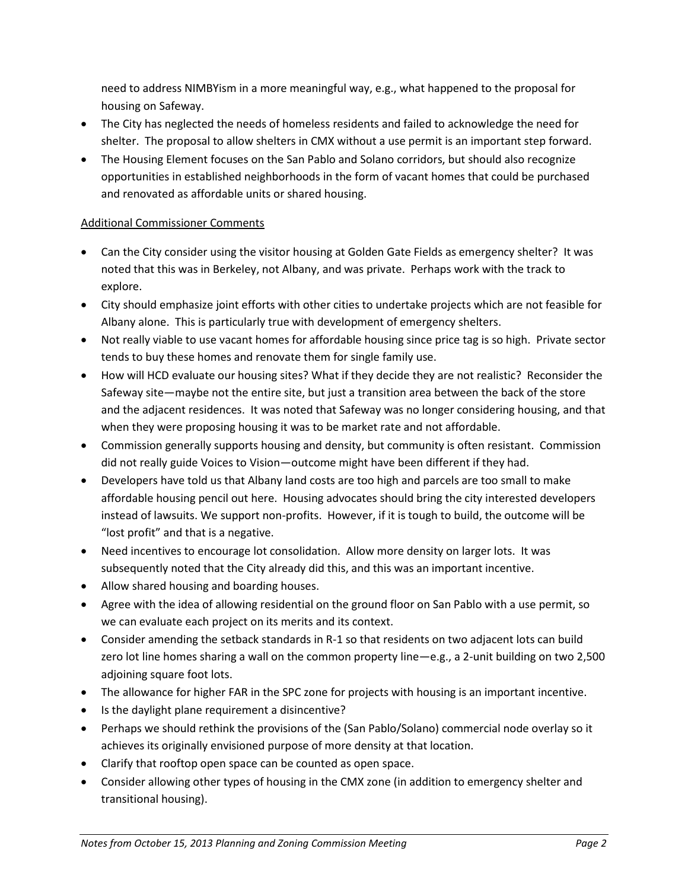need to address NIMBYism in a more meaningful way, e.g., what happened to the proposal for housing on Safeway.

- The City has neglected the needs of homeless residents and failed to acknowledge the need for shelter. The proposal to allow shelters in CMX without a use permit is an important step forward.
- The Housing Element focuses on the San Pablo and Solano corridors, but should also recognize opportunities in established neighborhoods in the form of vacant homes that could be purchased and renovated as affordable units or shared housing.

Additional Commissioner Comments

- Can the City consider using the visitor housing at Golden Gate Fields as emergency shelter? It was noted that this was in Berkeley, not Albany, and was private. Perhaps work with the track to explore.
- City should emphasize joint efforts with other cities to undertake projects which are not feasible for Albany alone. This is particularly true with development of emergency shelters.
- Not really viable to use vacant homes for affordable housing since price tag is so high. Private sector tends to buy these homes and renovate them for single family use.
- How will HCD evaluate our housing sites? What if they decide they are not realistic? Reconsider the Safeway site—maybe not the entire site, but just a transition area between the back of the store and the adjacent residences. It was noted that Safeway was no longer considering housing, and that when they were proposing housing it was to be market rate and not affordable.
- Commission generally supports housing and density, but community is often resistant. Commission did not really guide Voices to Vision—outcome might have been different if they had.
- Developers have told us that Albany land costs are too high and parcels are too small to make affordable housing pencil out here. Housing advocates should bring the city interested developers instead of lawsuits. We support non-profits. However, if it is tough to build, the outcome will be "lost profit" and that is a negative.
- Need incentives to encourage lot consolidation. Allow more density on larger lots. It was subsequently noted that the City already did this, and this was an important incentive.
- Allow shared housing and boarding houses.
- Agree with the idea of allowing residential on the ground floor on San Pablo with a use permit, so we can evaluate each project on its merits and its context.
- Consider amending the setback standards in R-1 so that residents on two adjacent lots can build zero lot line homes sharing a wall on the common property line—e.g., a 2-unit building on two 2,500 adjoining square foot lots.
- The allowance for higher FAR in the SPC zone for projects with housing is an important incentive.
- Is the daylight plane requirement a disincentive?
- Perhaps we should rethink the provisions of the (San Pablo/Solano) commercial node overlay so it achieves its originally envisioned purpose of more density at that location.
- Clarify that rooftop open space can be counted as open space.
- Consider allowing other types of housing in the CMX zone (in addition to emergency shelter and transitional housing).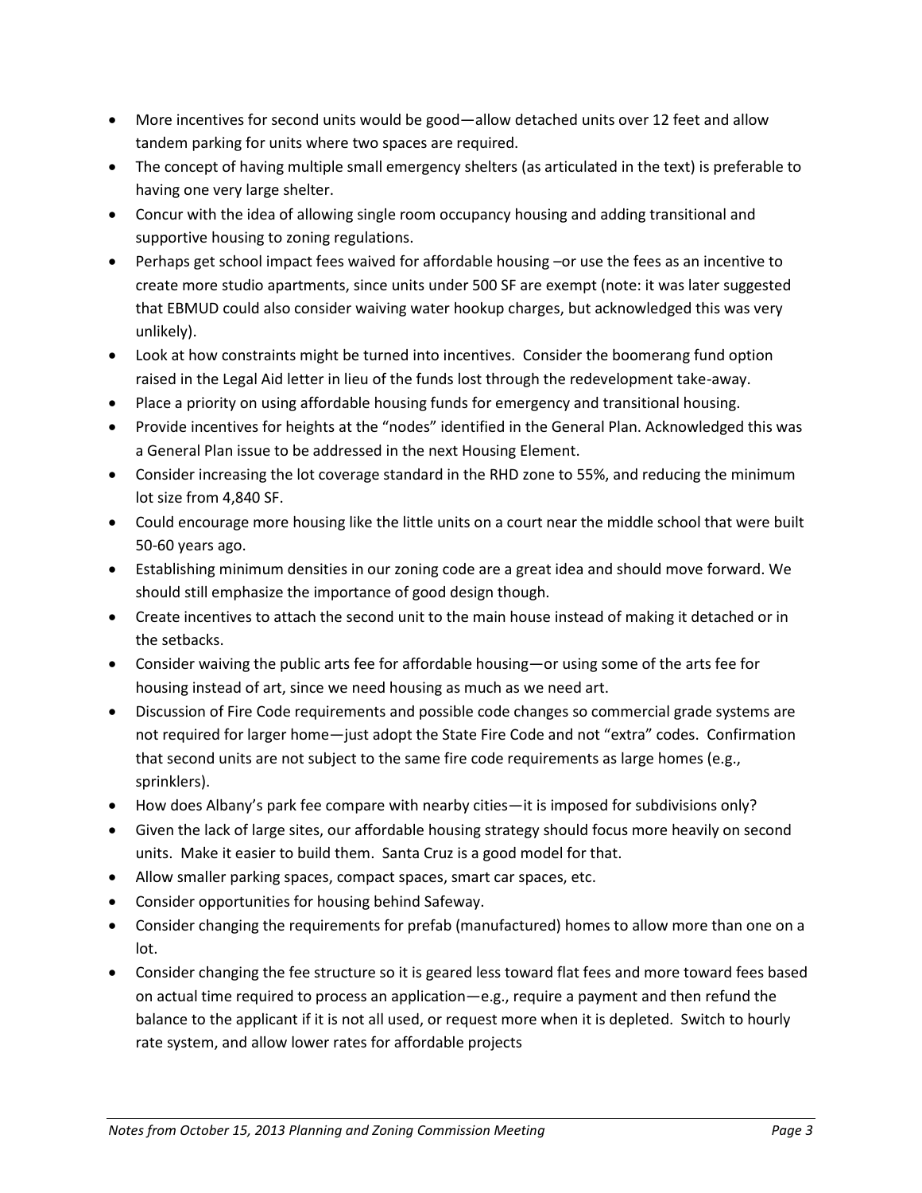- More incentives for second units would be good—allow detached units over 12 feet and allow tandem parking for units where two spaces are required.
- The concept of having multiple small emergency shelters (as articulated in the text) is preferable to having one very large shelter.
- Concur with the idea of allowing single room occupancy housing and adding transitional and supportive housing to zoning regulations.
- Perhaps get school impact fees waived for affordable housing –or use the fees as an incentive to create more studio apartments, since units under 500 SF are exempt (note: it was later suggested that EBMUD could also consider waiving water hookup charges, but acknowledged this was very unlikely).
- Look at how constraints might be turned into incentives. Consider the boomerang fund option raised in the Legal Aid letter in lieu of the funds lost through the redevelopment take-away.
- Place a priority on using affordable housing funds for emergency and transitional housing.
- Provide incentives for heights at the "nodes" identified in the General Plan. Acknowledged this was a General Plan issue to be addressed in the next Housing Element.
- Consider increasing the lot coverage standard in the RHD zone to 55%, and reducing the minimum lot size from 4,840 SF.
- Could encourage more housing like the little units on a court near the middle school that were built 50-60 years ago.
- Establishing minimum densities in our zoning code are a great idea and should move forward. We should still emphasize the importance of good design though.
- Create incentives to attach the second unit to the main house instead of making it detached or in the setbacks.
- Consider waiving the public arts fee for affordable housing—or using some of the arts fee for housing instead of art, since we need housing as much as we need art.
- Discussion of Fire Code requirements and possible code changes so commercial grade systems are not required for larger home—just adopt the State Fire Code and not "extra" codes. Confirmation that second units are not subject to the same fire code requirements as large homes (e.g., sprinklers).
- How does Albany's park fee compare with nearby cities—it is imposed for subdivisions only?
- Given the lack of large sites, our affordable housing strategy should focus more heavily on second units. Make it easier to build them. Santa Cruz is a good model for that.
- Allow smaller parking spaces, compact spaces, smart car spaces, etc.
- Consider opportunities for housing behind Safeway.
- Consider changing the requirements for prefab (manufactured) homes to allow more than one on a lot.
- Consider changing the fee structure so it is geared less toward flat fees and more toward fees based on actual time required to process an application—e.g., require a payment and then refund the balance to the applicant if it is not all used, or request more when it is depleted. Switch to hourly rate system, and allow lower rates for affordable projects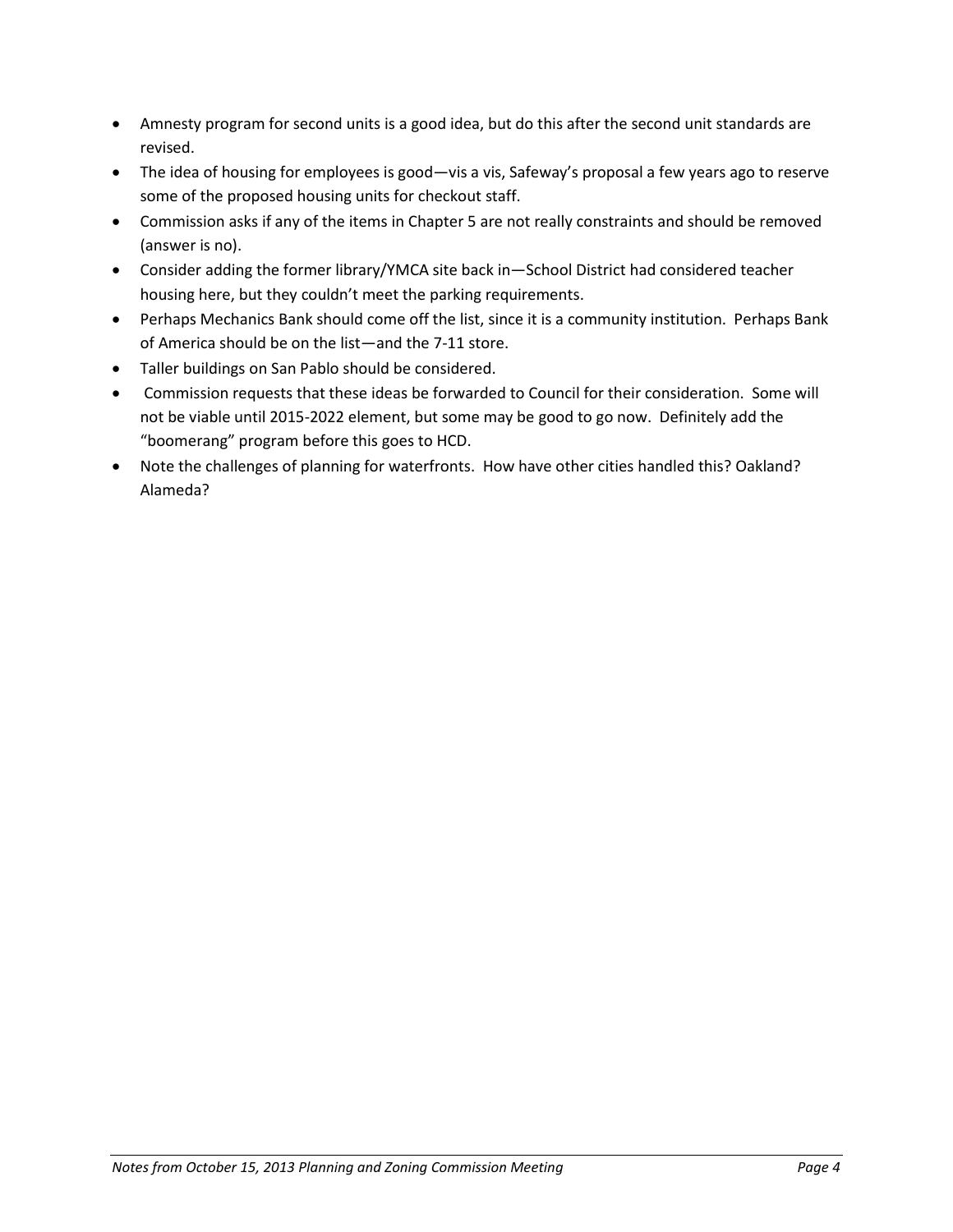- Amnesty program for second units is a good idea, but do this after the second unit standards are revised.
- The idea of housing for employees is good—vis a vis, Safeway's proposal a few years ago to reserve some of the proposed housing units for checkout staff.
- Commission asks if any of the items in Chapter 5 are not really constraints and should be removed (answer is no).
- Consider adding the former library/YMCA site back in—School District had considered teacher housing here, but they couldn't meet the parking requirements.
- Perhaps Mechanics Bank should come off the list, since it is a community institution. Perhaps Bank of America should be on the list—and the 7-11 store.
- Taller buildings on San Pablo should be considered.
- Commission requests that these ideas be forwarded to Council for their consideration. Some will not be viable until 2015-2022 element, but some may be good to go now. Definitely add the "boomerang" program before this goes to HCD.
- Note the challenges of planning for waterfronts. How have other cities handled this? Oakland? Alameda?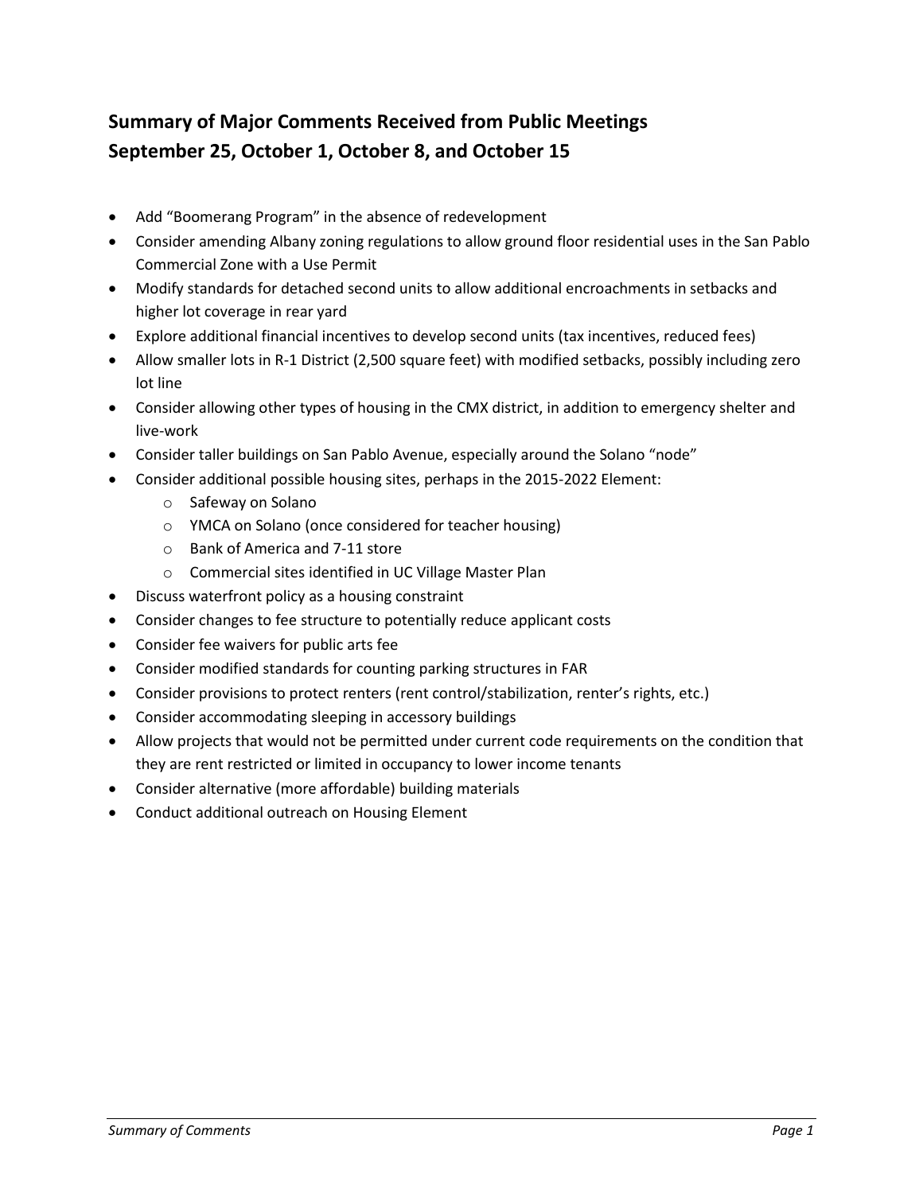## Summary of Major Comments Received from Public Meetings
## September 25, October 1, October 8, and October 15

- Add "Boomerang Program" in the absence of redevelopment
- Consider amending Albany zoning regulations to allow ground floor residential uses in the San Pablo Commercial Zone with a Use Permit
- Modify standards for detached second units to allow additional encroachments in setbacks and higher lot coverage in rear yard
- Explore additional financial incentives to develop second units (tax incentives, reduced fees)
- Allow smaller lots in R-1 District (2,500 square feet) with modified setbacks, possibly including zero lot line
- Consider allowing other types of housing in the CMX district, in addition to emergency shelter and live-work
- Consider taller buildings on San Pablo Avenue, especially around the Solano "node"
- Consider additional possible housing sites, perhaps in the 2015-2022 Element:
  - Safeway on Solano
  - YMCA on Solano (once considered for teacher housing)
  - Bank of America and 7-11 store
  - Commercial sites identified in UC Village Master Plan
- Discuss waterfront policy as a housing constraint
- Consider changes to fee structure to potentially reduce applicant costs
- Consider fee waivers for public arts fee
- Consider modified standards for counting parking structures in FAR
- Consider provisions to protect renters (rent control/stabilization, renter's rights, etc.)
- Consider accommodating sleeping in accessory buildings
- Allow projects that would not be permitted under current code requirements on the condition that they are rent restricted or limited in occupancy to lower income tenants
- Consider alternative (more affordable) building materials
- Conduct additional outreach on Housing Element